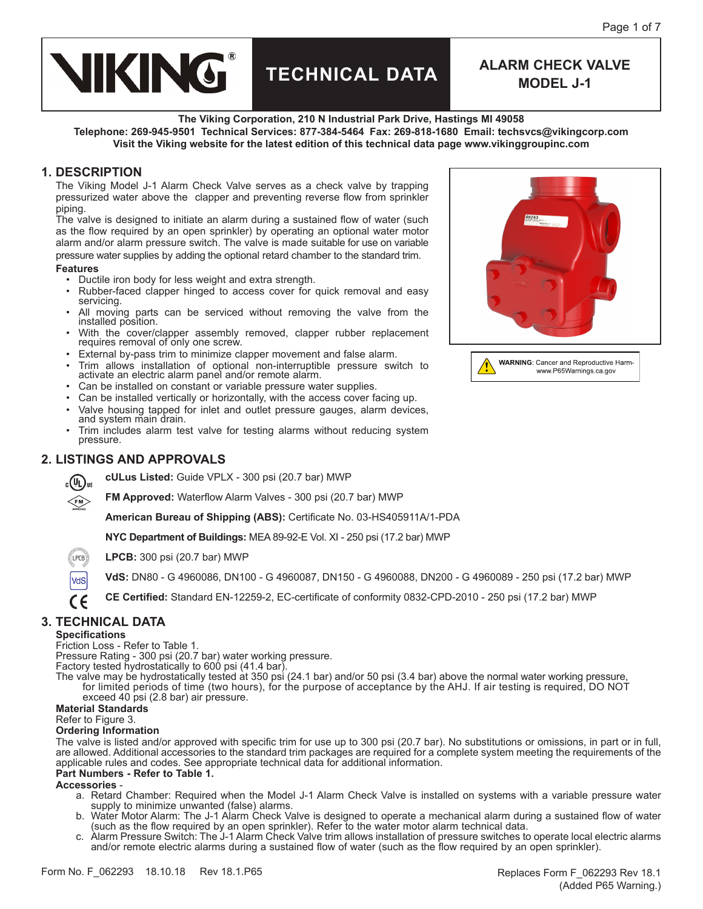# VIKING® TECHNICAL DATA

## ALARM CHECK VALVE MODEL J-1

**The Viking Corporation, 210 N Industrial Park Drive, Hastings MI 49058**
**Telephone: 269-945-9501 Technical Services: 877-384-5464 Fax: 269-818-1680 Email: techsvcs@vikingcorp.com**
**Visit the Viking website for the latest edition of this technical data page www.vikinggroupinc.com**

## 1. DESCRIPTION

The Viking Model J-1 Alarm Check Valve serves as a check valve by trapping pressurized water above the clapper and preventing reverse flow from sprinkler piping.

The valve is designed to initiate an alarm during a sustained flow of water (such as the flow required by an open sprinkler) by operating an optional water motor alarm and/or alarm pressure switch. The valve is made suitable for use on variable pressure water supplies by adding the optional retard chamber to the standard trim.

**Features**

- Ductile iron body for less weight and extra strength.
- Rubber-faced clapper hinged to access cover for quick removal and easy servicing.
- All moving parts can be serviced without removing the valve from the installed position.
- With the cover/clapper assembly removed, clapper rubber replacement requires removal of only one screw.
- External by-pass trim to minimize clapper movement and false alarm.
- Trim allows installation of optional non-interruptible pressure switch to activate an electric alarm panel and/or remote alarm.
- Can be installed on constant or variable pressure water supplies.
- Can be installed vertically or horizontally, with the access cover facing up.
- Valve housing tapped for inlet and outlet pressure gauges, alarm devices, and system main drain.
- Trim includes alarm test valve for testing alarms without reducing system pressure.

**WARNING**: Cancer and Reproductive Harm- www.P65Warnings.ca.gov

## 2. LISTINGS AND APPROVALS

**cULus Listed:** Guide VPLX - 300 psi (20.7 bar) MWP

**FM Approved:** Waterflow Alarm Valves - 300 psi (20.7 bar) MWP

**American Bureau of Shipping (ABS):** Certificate No. 03-HS405911A/1-PDA

**NYC Department of Buildings:** MEA 89-92-E Vol. XI - 250 psi (17.2 bar) MWP

**LPCB:** 300 psi (20.7 bar) MWP

**VdS:** DN80 - G 4960086, DN100 - G 4960087, DN150 - G 4960088, DN200 - G 4960089 - 250 psi (17.2 bar) MWP

**CE Certified:** Standard EN-12259-2, EC-certificate of conformity 0832-CPD-2010 - 250 psi (17.2 bar) MWP

## 3. TECHNICAL DATA

**Specifications**

Friction Loss - Refer to Table 1.
Pressure Rating - 300 psi (20.7 bar) water working pressure.
Factory tested hydrostatically to 600 psi (41.4 bar).
The valve may be hydrostatically tested at 350 psi (24.1 bar) and/or 50 psi (3.4 bar) above the normal water working pressure, for limited periods of time (two hours), for the purpose of acceptance by the AHJ. If air testing is required, DO NOT exceed 40 psi (2.8 bar) air pressure.

**Material Standards**

Refer to Figure 3.

**Ordering Information**

The valve is listed and/or approved with specific trim for use up to 300 psi (20.7 bar). No substitutions or omissions, in part or in full, are allowed. Additional accessories to the standard trim packages are required for a complete system meeting the requirements of the applicable rules and codes. See appropriate technical data for additional information.

**Part Numbers - Refer to Table 1.**

**Accessories** -

a. Retard Chamber: Required when the Model J-1 Alarm Check Valve is installed on systems with a variable pressure water supply to minimize unwanted (false) alarms.
b. Water Motor Alarm: The J-1 Alarm Check Valve is designed to operate a mechanical alarm during a sustained flow of water (such as the flow required by an open sprinkler). Refer to the water motor alarm technical data.
c. Alarm Pressure Switch: The J-1 Alarm Check Valve trim allows installation of pressure switches to operate local electric alarms and/or remote electric alarms during a sustained flow of water (such as the flow required by an open sprinkler).

Form No. F_062293 18.10.18 Rev 18.1.P65

Replaces Form F_062293 Rev 18.1 (Added P65 Warning.)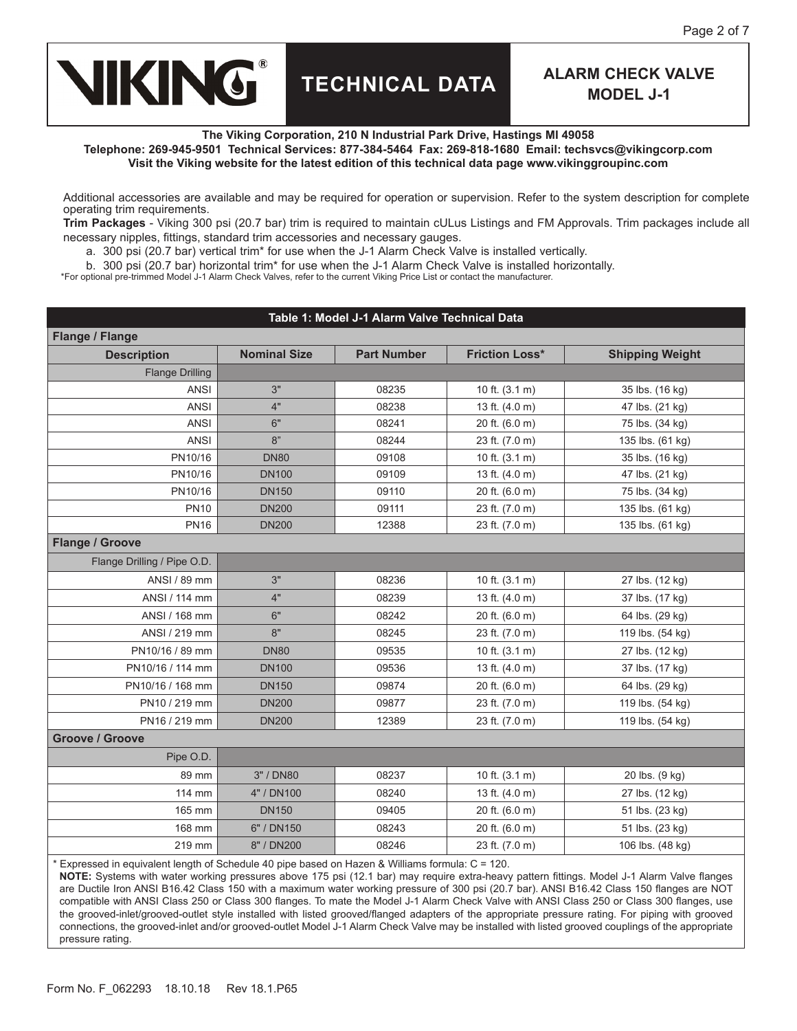Additional accessories are available and may be required for operation or supervision. Refer to the system description for complete operating trim requirements.

**Trim Packages** - Viking 300 psi (20.7 bar) trim is required to maintain cULus Listings and FM Approvals. Trim packages include all necessary nipples, fittings, standard trim accessories and necessary gauges.

a. 300 psi (20.7 bar) vertical trim* for use when the J-1 Alarm Check Valve is installed vertically.

b. 300 psi (20.7 bar) horizontal trim* for use when the J-1 Alarm Check Valve is installed horizontally.

*For optional pre-trimmed Model J-1 Alarm Check Valves, refer to the current Viking Price List or contact the manufacturer.

**Table 1: Model J-1 Alarm Valve Technical Data**

| Description | Nominal Size | Part Number | Friction Loss* | Shipping Weight |
|---|---|---|---|---|
| **Flange / Flange** | | | | |
| Flange Drilling | | | | |
| ANSI | 3" | 08235 | 10 ft. (3.1 m) | 35 lbs. (16 kg) |
| ANSI | 4" | 08238 | 13 ft. (4.0 m) | 47 lbs. (21 kg) |
| ANSI | 6" | 08241 | 20 ft. (6.0 m) | 75 lbs. (34 kg) |
| ANSI | 8" | 08244 | 23 ft. (7.0 m) | 135 lbs. (61 kg) |
| PN10/16 | DN80 | 09108 | 10 ft. (3.1 m) | 35 lbs. (16 kg) |
| PN10/16 | DN100 | 09109 | 13 ft. (4.0 m) | 47 lbs. (21 kg) |
| PN10/16 | DN150 | 09110 | 20 ft. (6.0 m) | 75 lbs. (34 kg) |
| PN10 | DN200 | 09111 | 23 ft. (7.0 m) | 135 lbs. (61 kg) |
| PN16 | DN200 | 12388 | 23 ft. (7.0 m) | 135 lbs. (61 kg) |
| **Flange / Groove** | | | | |
| Flange Drilling / Pipe O.D. | | | | |
| ANSI / 89 mm | 3" | 08236 | 10 ft. (3.1 m) | 27 lbs. (12 kg) |
| ANSI / 114 mm | 4" | 08239 | 13 ft. (4.0 m) | 37 lbs. (17 kg) |
| ANSI / 168 mm | 6" | 08242 | 20 ft. (6.0 m) | 64 lbs. (29 kg) |
| ANSI / 219 mm | 8" | 08245 | 23 ft. (7.0 m) | 119 lbs. (54 kg) |
| PN10/16 / 89 mm | DN80 | 09535 | 10 ft. (3.1 m) | 27 lbs. (12 kg) |
| PN10/16 / 114 mm | DN100 | 09536 | 13 ft. (4.0 m) | 37 lbs. (17 kg) |
| PN10/16 / 168 mm | DN150 | 09874 | 20 ft. (6.0 m) | 64 lbs. (29 kg) |
| PN10 / 219 mm | DN200 | 09877 | 23 ft. (7.0 m) | 119 lbs. (54 kg) |
| PN16 / 219 mm | DN200 | 12389 | 23 ft. (7.0 m) | 119 lbs. (54 kg) |
| **Groove / Groove** | | | | |
| Pipe O.D. | | | | |
| 89 mm | 3" / DN80 | 08237 | 10 ft. (3.1 m) | 20 lbs. (9 kg) |
| 114 mm | 4" / DN100 | 08240 | 13 ft. (4.0 m) | 27 lbs. (12 kg) |
| 165 mm | DN150 | 09405 | 20 ft. (6.0 m) | 51 lbs. (23 kg) |
| 168 mm | 6" / DN150 | 08243 | 20 ft. (6.0 m) | 51 lbs. (23 kg) |
| 219 mm | 8" / DN200 | 08246 | 23 ft. (7.0 m) | 106 lbs. (48 kg) |

\* Expressed in equivalent length of Schedule 40 pipe based on Hazen & Williams formula: C = 120.

**NOTE:** Systems with water working pressures above 175 psi (12.1 bar) may require extra-heavy pattern fittings. Model J-1 Alarm Valve flanges are Ductile Iron ANSI B16.42 Class 150 with a maximum water working pressure of 300 psi (20.7 bar). ANSI B16.42 Class 150 flanges are NOT compatible with ANSI Class 250 or Class 300 flanges. To mate the Model J-1 Alarm Check Valve with ANSI Class 250 or Class 300 flanges, use the grooved-inlet/grooved-outlet style installed with listed grooved/flanged adapters of the appropriate pressure rating. For piping with grooved connections, the grooved-inlet and/or grooved-outlet Model J-1 Alarm Check Valve may be installed with listed grooved couplings of the appropriate pressure rating.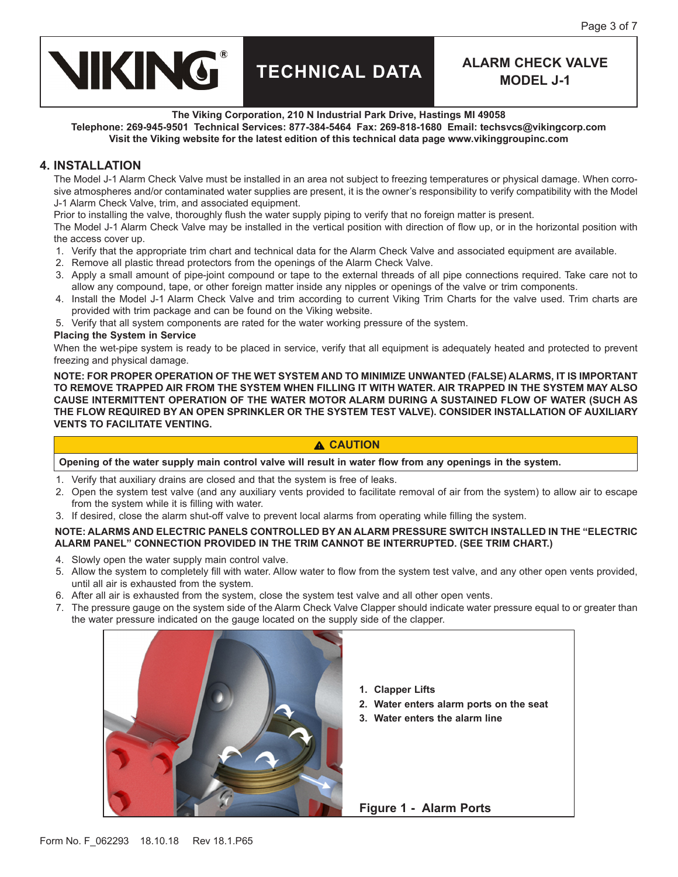## 4. INSTALLATION

The Model J-1 Alarm Check Valve must be installed in an area not subject to freezing temperatures or physical damage. When corrosive atmospheres and/or contaminated water supplies are present, it is the owner's responsibility to verify compatibility with the Model J-1 Alarm Check Valve, trim, and associated equipment.

Prior to installing the valve, thoroughly flush the water supply piping to verify that no foreign matter is present.

The Model J-1 Alarm Check Valve may be installed in the vertical position with direction of flow up, or in the horizontal position with the access cover up.

1. Verify that the appropriate trim chart and technical data for the Alarm Check Valve and associated equipment are available.
2. Remove all plastic thread protectors from the openings of the Alarm Check Valve.
3. Apply a small amount of pipe-joint compound or tape to the external threads of all pipe connections required. Take care not to allow any compound, tape, or other foreign matter inside any nipples or openings of the valve or trim components.
4. Install the Model J-1 Alarm Check Valve and trim according to current Viking Trim Charts for the valve used. Trim charts are provided with trim package and can be found on the Viking website.
5. Verify that all system components are rated for the water working pressure of the system.

**Placing the System in Service**

When the wet-pipe system is ready to be placed in service, verify that all equipment is adequately heated and protected to prevent freezing and physical damage.

**NOTE: FOR PROPER OPERATION OF THE WET SYSTEM AND TO MINIMIZE UNWANTED (FALSE) ALARMS, IT IS IMPORTANT TO REMOVE TRAPPED AIR FROM THE SYSTEM WHEN FILLING IT WITH WATER. AIR TRAPPED IN THE SYSTEM MAY ALSO CAUSE INTERMITTENT OPERATION OF THE WATER MOTOR ALARM DURING A SUSTAINED FLOW OF WATER (SUCH AS THE FLOW REQUIRED BY AN OPEN SPRINKLER OR THE SYSTEM TEST VALVE). CONSIDER INSTALLATION OF AUXILIARY VENTS TO FACILITATE VENTING.**

**⚠ CAUTION**

**Opening of the water supply main control valve will result in water flow from any openings in the system.**

1. Verify that auxiliary drains are closed and that the system is free of leaks.
2. Open the system test valve (and any auxiliary vents provided to facilitate removal of air from the system) to allow air to escape from the system while it is filling with water.
3. If desired, close the alarm shut-off valve to prevent local alarms from operating while filling the system.

**NOTE: ALARMS AND ELECTRIC PANELS CONTROLLED BY AN ALARM PRESSURE SWITCH INSTALLED IN THE "ELECTRIC ALARM PANEL" CONNECTION PROVIDED IN THE TRIM CANNOT BE INTERRUPTED. (SEE TRIM CHART.)**

4. Slowly open the water supply main control valve.
5. Allow the system to completely fill with water. Allow water to flow from the system test valve, and any other open vents provided, until all air is exhausted from the system.
6. After all air is exhausted from the system, close the system test valve and all other open vents.
7. The pressure gauge on the system side of the Alarm Check Valve Clapper should indicate water pressure equal to or greater than the water pressure indicated on the gauge located on the supply side of the clapper.

**1. Clapper Lifts**
**2. Water enters alarm ports on the seat**
**3. Water enters the alarm line**

**Figure 1 - Alarm Ports**

Form No. F_062293 18.10.18 Rev 18.1.P65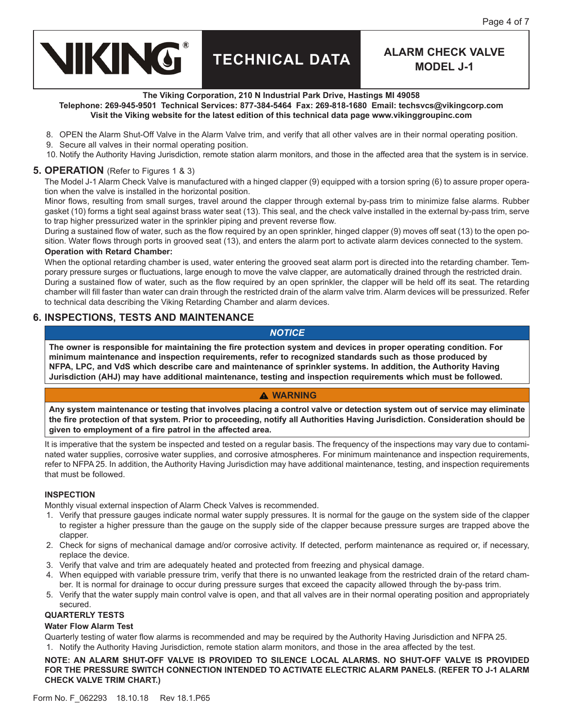8. OPEN the Alarm Shut-Off Valve in the Alarm Valve trim, and verify that all other valves are in their normal operating position.
9. Secure all valves in their normal operating position.
10. Notify the Authority Having Jurisdiction, remote station alarm monitors, and those in the affected area that the system is in service.

## 5. OPERATION (Refer to Figures 1 & 3)

The Model J-1 Alarm Check Valve is manufactured with a hinged clapper (9) equipped with a torsion spring (6) to assure proper operation when the valve is installed in the horizontal position.

Minor flows, resulting from small surges, travel around the clapper through external by-pass trim to minimize false alarms. Rubber gasket (10) forms a tight seal against brass water seat (13). This seal, and the check valve installed in the external by-pass trim, serve to trap higher pressurized water in the sprinkler piping and prevent reverse flow.

During a sustained flow of water, such as the flow required by an open sprinkler, hinged clapper (9) moves off seat (13) to the open position. Water flows through ports in grooved seat (13), and enters the alarm port to activate alarm devices connected to the system.

**Operation with Retard Chamber:**

When the optional retarding chamber is used, water entering the grooved seat alarm port is directed into the retarding chamber. Temporary pressure surges or fluctuations, large enough to move the valve clapper, are automatically drained through the restricted drain.

During a sustained flow of water, such as the flow required by an open sprinkler, the clapper will be held off its seat. The retarding chamber will fill faster than water can drain through the restricted drain of the alarm valve trim. Alarm devices will be pressurized. Refer to technical data describing the Viking Retarding Chamber and alarm devices.

## 6. INSPECTIONS, TESTS AND MAINTENANCE

***NOTICE***

**The owner is responsible for maintaining the fire protection system and devices in proper operating condition. For minimum maintenance and inspection requirements, refer to recognized standards such as those produced by NFPA, LPC, and VdS which describe care and maintenance of sprinkler systems. In addition, the Authority Having Jurisdiction (AHJ) may have additional maintenance, testing and inspection requirements which must be followed.**

**⚠ WARNING**

**Any system maintenance or testing that involves placing a control valve or detection system out of service may eliminate the fire protection of that system. Prior to proceeding, notify all Authorities Having Jurisdiction. Consideration should be given to employment of a fire patrol in the affected area.**

It is imperative that the system be inspected and tested on a regular basis. The frequency of the inspections may vary due to contaminated water supplies, corrosive water supplies, and corrosive atmospheres. For minimum maintenance and inspection requirements, refer to NFPA 25. In addition, the Authority Having Jurisdiction may have additional maintenance, testing, and inspection requirements that must be followed.

### INSPECTION

Monthly visual external inspection of Alarm Check Valves is recommended.

1. Verify that pressure gauges indicate normal water supply pressures. It is normal for the gauge on the system side of the clapper to register a higher pressure than the gauge on the supply side of the clapper because pressure surges are trapped above the clapper.
2. Check for signs of mechanical damage and/or corrosive activity. If detected, perform maintenance as required or, if necessary, replace the device.
3. Verify that valve and trim are adequately heated and protected from freezing and physical damage.
4. When equipped with variable pressure trim, verify that there is no unwanted leakage from the restricted drain of the retard chamber. It is normal for drainage to occur during pressure surges that exceed the capacity allowed through the by-pass trim.
5. Verify that the water supply main control valve is open, and that all valves are in their normal operating position and appropriately secured.

### QUARTERLY TESTS

**Water Flow Alarm Test**

Quarterly testing of water flow alarms is recommended and may be required by the Authority Having Jurisdiction and NFPA 25.

1. Notify the Authority Having Jurisdiction, remote station alarm monitors, and those in the area affected by the test.

**NOTE: AN ALARM SHUT-OFF VALVE IS PROVIDED TO SILENCE LOCAL ALARMS. NO SHUT-OFF VALVE IS PROVIDED FOR THE PRESSURE SWITCH CONNECTION INTENDED TO ACTIVATE ELECTRIC ALARM PANELS. (REFER TO J-1 ALARM CHECK VALVE TRIM CHART.)**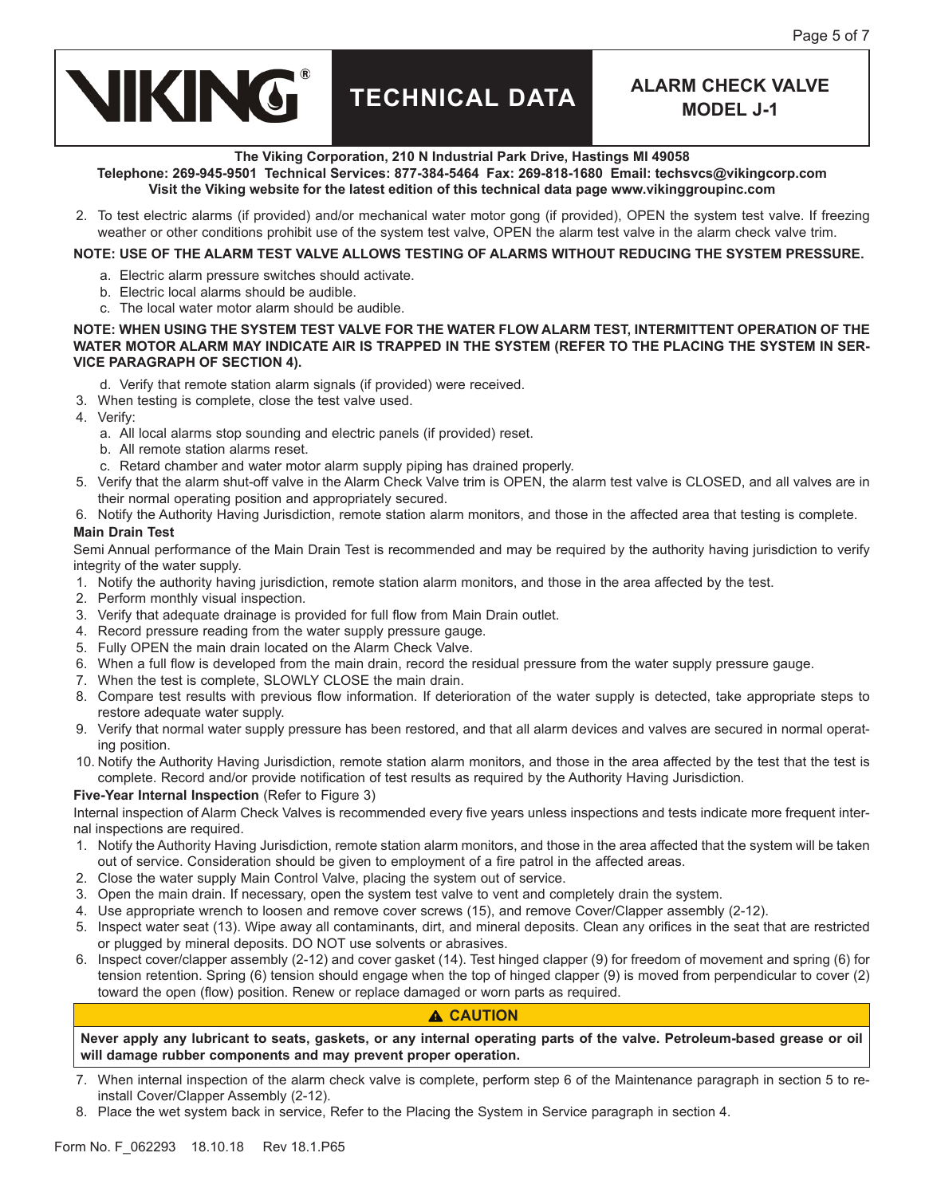2. To test electric alarms (if provided) and/or mechanical water motor gong (if provided), OPEN the system test valve. If freezing weather or other conditions prohibit use of the system test valve, OPEN the alarm test valve in the alarm check valve trim.

**NOTE: USE OF THE ALARM TEST VALVE ALLOWS TESTING OF ALARMS WITHOUT REDUCING THE SYSTEM PRESSURE.**

   a. Electric alarm pressure switches should activate.
   b. Electric local alarms should be audible.
   c. The local water motor alarm should be audible.

**NOTE: WHEN USING THE SYSTEM TEST VALVE FOR THE WATER FLOW ALARM TEST, INTERMITTENT OPERATION OF THE WATER MOTOR ALARM MAY INDICATE AIR IS TRAPPED IN THE SYSTEM (REFER TO THE PLACING THE SYSTEM IN SERVICE PARAGRAPH OF SECTION 4).**

   d. Verify that remote station alarm signals (if provided) were received.

3. When testing is complete, close the test valve used.
4. Verify:
   a. All local alarms stop sounding and electric panels (if provided) reset.
   b. All remote station alarms reset.
   c. Retard chamber and water motor alarm supply piping has drained properly.
5. Verify that the alarm shut-off valve in the Alarm Check Valve trim is OPEN, the alarm test valve is CLOSED, and all valves are in their normal operating position and appropriately secured.
6. Notify the Authority Having Jurisdiction, remote station alarm monitors, and those in the affected area that testing is complete.

**Main Drain Test**

Semi Annual performance of the Main Drain Test is recommended and may be required by the authority having jurisdiction to verify integrity of the water supply.

1. Notify the authority having jurisdiction, remote station alarm monitors, and those in the area affected by the test.
2. Perform monthly visual inspection.
3. Verify that adequate drainage is provided for full flow from Main Drain outlet.
4. Record pressure reading from the water supply pressure gauge.
5. Fully OPEN the main drain located on the Alarm Check Valve.
6. When a full flow is developed from the main drain, record the residual pressure from the water supply pressure gauge.
7. When the test is complete, SLOWLY CLOSE the main drain.
8. Compare test results with previous flow information. If deterioration of the water supply is detected, take appropriate steps to restore adequate water supply.
9. Verify that normal water supply pressure has been restored, and that all alarm devices and valves are secured in normal operating position.
10. Notify the Authority Having Jurisdiction, remote station alarm monitors, and those in the area affected by the test that the test is complete. Record and/or provide notification of test results as required by the Authority Having Jurisdiction.

**Five-Year Internal Inspection** (Refer to Figure 3)

Internal inspection of Alarm Check Valves is recommended every five years unless inspections and tests indicate more frequent internal inspections are required.

1. Notify the Authority Having Jurisdiction, remote station alarm monitors, and those in the area affected that the system will be taken out of service. Consideration should be given to employment of a fire patrol in the affected areas.
2. Close the water supply Main Control Valve, placing the system out of service.
3. Open the main drain. If necessary, open the system test valve to vent and completely drain the system.
4. Use appropriate wrench to loosen and remove cover screws (15), and remove Cover/Clapper assembly (2-12).
5. Inspect water seat (13). Wipe away all contaminants, dirt, and mineral deposits. Clean any orifices in the seat that are restricted or plugged by mineral deposits. DO NOT use solvents or abrasives.
6. Inspect cover/clapper assembly (2-12) and cover gasket (14). Test hinged clapper (9) for freedom of movement and spring (6) for tension retention. Spring (6) tension should engage when the top of hinged clapper (9) is moved from perpendicular to cover (2) toward the open (flow) position. Renew or replace damaged or worn parts as required.

**⚠ CAUTION**

**Never apply any lubricant to seats, gaskets, or any internal operating parts of the valve. Petroleum-based grease or oil will damage rubber components and may prevent proper operation.**

7. When internal inspection of the alarm check valve is complete, perform step 6 of the Maintenance paragraph in section 5 to re-install Cover/Clapper Assembly (2-12).
8. Place the wet system back in service, Refer to the Placing the System in Service paragraph in section 4.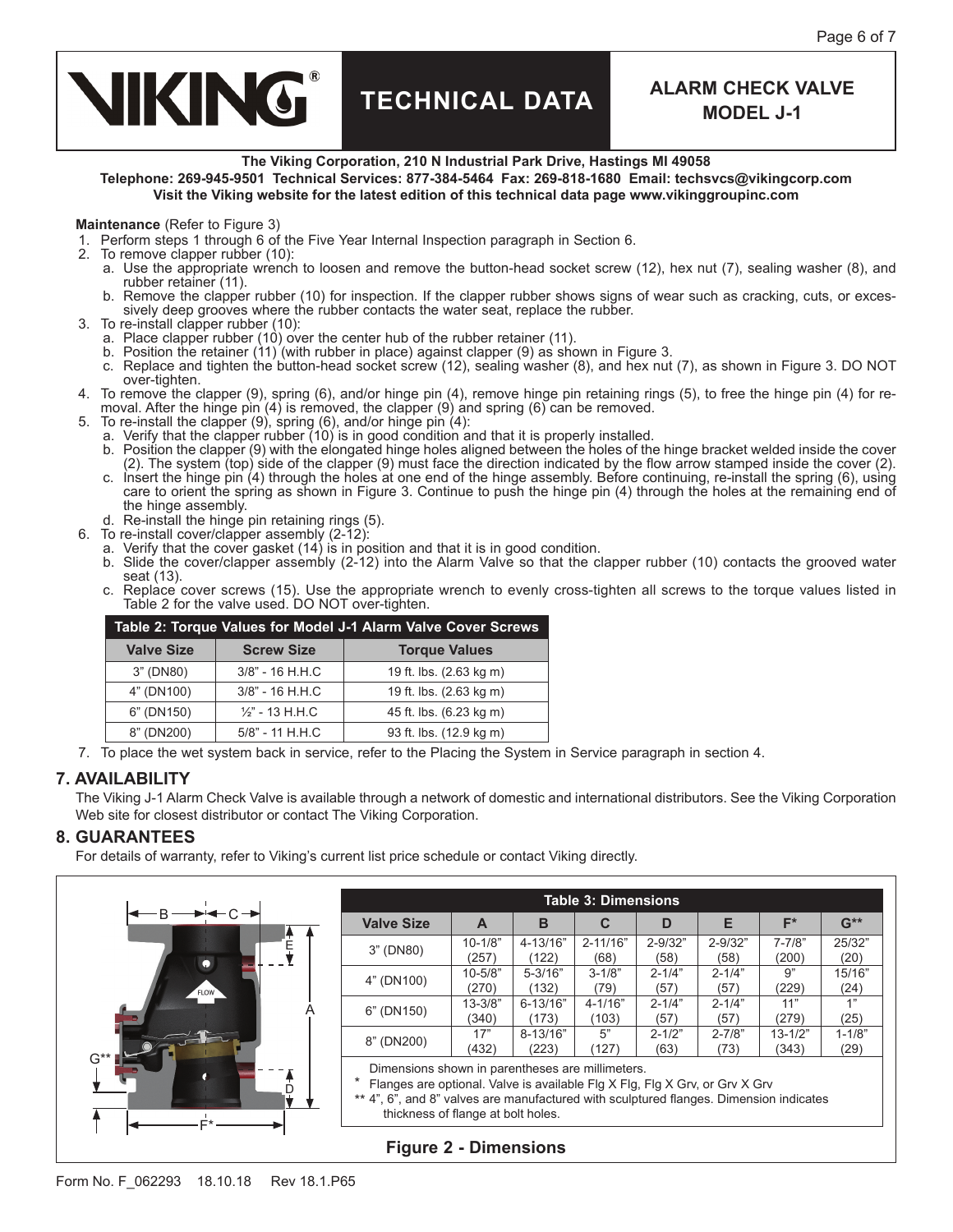**Maintenance** (Refer to Figure 3)

1. Perform steps 1 through 6 of the Five Year Internal Inspection paragraph in Section 6.
2. To remove clapper rubber (10):
   a. Use the appropriate wrench to loosen and remove the button-head socket screw (12), hex nut (7), sealing washer (8), and rubber retainer (11).
   b. Remove the clapper rubber (10) for inspection. If the clapper rubber shows signs of wear such as cracking, cuts, or excessively deep grooves where the rubber contacts the water seat, replace the rubber.
3. To re-install clapper rubber (10):
   a. Place clapper rubber (10) over the center hub of the rubber retainer (11).
   b. Position the retainer (11) (with rubber in place) against clapper (9) as shown in Figure 3.
   c. Replace and tighten the button-head socket screw (12), sealing washer (8), and hex nut (7), as shown in Figure 3. DO NOT over-tighten.
4. To remove the clapper (9), spring (6), and/or hinge pin (4), remove hinge pin retaining rings (5), to free the hinge pin (4) for removal. After the hinge pin (4) is removed, the clapper (9) and spring (6) can be removed.
5. To re-install the clapper (9), spring (6), and/or hinge pin (4):
   a. Verify that the clapper rubber (10) is in good condition and that it is properly installed.
   b. Position the clapper (9) with the elongated hinge holes aligned between the holes of the hinge bracket welded inside the cover (2). The system (top) side of the clapper (9) must face the direction indicated by the flow arrow stamped inside the cover (2).
   c. Insert the hinge pin (4) through the holes at one end of the hinge assembly. Before continuing, re-install the spring (6), using care to orient the spring as shown in Figure 3. Continue to push the hinge pin (4) through the holes at the remaining end of the hinge assembly.
   d. Re-install the hinge pin retaining rings (5).
6. To re-install cover/clapper assembly (2-12):
   a. Verify that the cover gasket (14) is in position and that it is in good condition.
   b. Slide the cover/clapper assembly (2-12) into the Alarm Valve so that the clapper rubber (10) contacts the grooved water seat (13).
   c. Replace cover screws (15). Use the appropriate wrench to evenly cross-tighten all screws to the torque values listed in Table 2 for the valve used. DO NOT over-tighten.

**Table 2: Torque Values for Model J-1 Alarm Valve Cover Screws**

| Valve Size | Screw Size | Torque Values |
|---|---|---|
| 3" (DN80) | 3/8" - 16 H.H.C | 19 ft. lbs. (2.63 kg m) |
| 4" (DN100) | 3/8" - 16 H.H.C | 19 ft. lbs. (2.63 kg m) |
| 6" (DN150) | ½" - 13 H.H.C | 45 ft. lbs. (6.23 kg m) |
| 8" (DN200) | 5/8" - 11 H.H.C | 93 ft. lbs. (12.9 kg m) |

7. To place the wet system back in service, refer to the Placing the System in Service paragraph in section 4.

## 7. AVAILABILITY

The Viking J-1 Alarm Check Valve is available through a network of domestic and international distributors. See the Viking Corporation Web site for closest distributor or contact The Viking Corporation.

## 8. GUARANTEES

For details of warranty, refer to Viking's current list price schedule or contact Viking directly.

**Table 3: Dimensions**

| Valve Size | A | B | C | D | E | F* | G** |
|---|---|---|---|---|---|---|---|
| 3" (DN80) | 10-1/8" (257) | 4-13/16" (122) | 2-11/16" (68) | 2-9/32" (58) | 2-9/32" (58) | 7-7/8" (200) | 25/32" (20) |
| 4" (DN100) | 10-5/8" (270) | 5-3/16" (132) | 3-1/8" (79) | 2-1/4" (57) | 2-1/4" (57) | 9" (229) | 15/16" (24) |
| 6" (DN150) | 13-3/8" (340) | 6-13/16" (173) | 4-1/16" (103) | 2-1/4" (57) | 2-1/4" (57) | 11" (279) | 1" (25) |
| 8" (DN200) | 17" (432) | 8-13/16" (223) | 5" (127) | 2-1/2" (63) | 2-7/8" (73) | 13-1/2" (343) | 1-1/8" (29) |

Dimensions shown in parentheses are millimeters.

\* Flanges are optional. Valve is available Flg X Flg, Flg X Grv, or Grv X Grv

\** 4", 6", and 8" valves are manufactured with sculptured flanges. Dimension indicates thickness of flange at bolt holes.

**Figure 2 - Dimensions**

Form No. F_062293 18.10.18 Rev 18.1.P65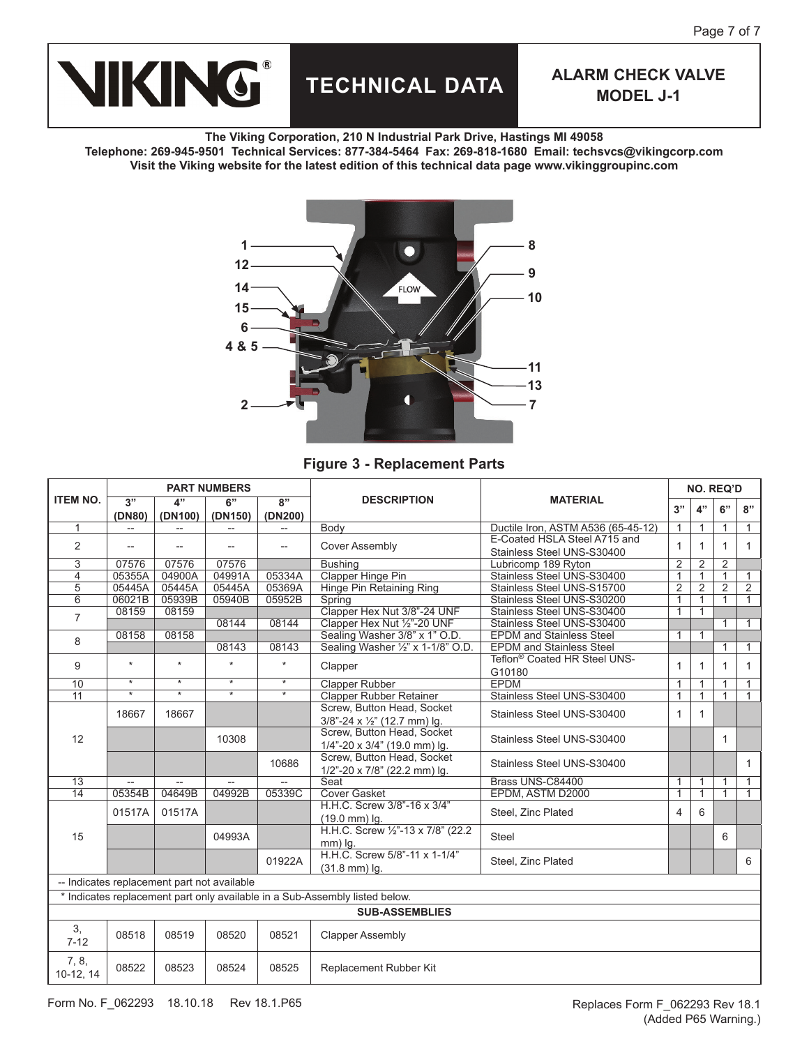# VIKING® TECHNICAL DATA

## ALARM CHECK VALVE MODEL J-1

**The Viking Corporation, 210 N Industrial Park Drive, Hastings MI 49058**
**Telephone: 269-945-9501 Technical Services: 877-384-5464 Fax: 269-818-1680 Email: techsvcs@vikingcorp.com**
**Visit the Viking website for the latest edition of this technical data page www.vikinggroupinc.com**

1
12
14
15
6
4 & 5
2
FLOW
8
9
10
11
13
7

**Figure 3 - Replacement Parts**

| ITEM NO. | PART NUMBERS | | | | DESCRIPTION | MATERIAL | NO. REQ'D | | | |
|---|---|---|---|---|---|---|---|---|---|---|
| | 3" (DN80) | 4" (DN100) | 6" (DN150) | 8" (DN200) | | | 3" | 4" | 6" | 8" |
| 1 | -- | -- | -- | -- | Body | Ductile Iron, ASTM A536 (65-45-12) | 1 | 1 | 1 | 1 |
| 2 | -- | -- | -- | -- | Cover Assembly | E-Coated HSLA Steel A715 and Stainless Steel UNS-S30400 | 1 | 1 | 1 | 1 |
| 3 | 07576 | 07576 | 07576 | | Bushing | Lubricomp 189 Ryton | 2 | 2 | 2 | |
| 4 | 05355A | 04900A | 04991A | 05334A | Clapper Hinge Pin | Stainless Steel UNS-S30400 | 1 | 1 | 1 | 1 |
| 5 | 05445A | 05445A | 05445A | 05369A | Hinge Pin Retaining Ring | Stainless Steel UNS-S15700 | 2 | 2 | 2 | 2 |
| 6 | 06021B | 05939B | 05940B | 05952B | Spring | Stainless Steel UNS-S30200 | 1 | 1 | 1 | 1 |
| 7 | 08159 | 08159 | | | Clapper Hex Nut 3/8"-24 UNF | Stainless Steel UNS-S30400 | 1 | 1 | | |
| | | | 08144 | 08144 | Clapper Hex Nut ½"-20 UNF | Stainless Steel UNS-S30400 | | | 1 | 1 |
| 8 | 08158 | 08158 | | | Sealing Washer 3/8" x 1" O.D. | EPDM and Stainless Steel | 1 | 1 | | |
| | | | 08143 | 08143 | Sealing Washer ½" x 1-1/8" O.D. | EPDM and Stainless Steel | | | 1 | 1 |
| 9 | * | * | * | * | Clapper | Teflon® Coated HR Steel UNS-G10180 | 1 | 1 | 1 | 1 |
| 10 | * | * | * | * | Clapper Rubber | EPDM | 1 | 1 | 1 | 1 |
| 11 | * | * | * | * | Clapper Rubber Retainer | Stainless Steel UNS-S30400 | 1 | 1 | 1 | 1 |
| 12 | 18667 | 18667 | | | Screw, Button Head, Socket 3/8"-24 x ½" (12.7 mm) lg. | Stainless Steel UNS-S30400 | 1 | 1 | | |
| | | | 10308 | | Screw, Button Head, Socket 1/4"-20 x 3/4" (19.0 mm) lg. | Stainless Steel UNS-S30400 | | | 1 | |
| | | | | 10686 | Screw, Button Head, Socket 1/2"-20 x 7/8" (22.2 mm) lg. | Stainless Steel UNS-S30400 | | | | 1 |
| 13 | -- | -- | -- | -- | Seat | Brass UNS-C84400 | 1 | 1 | 1 | 1 |
| 14 | 05354B | 04649B | 04992B | 05339C | Cover Gasket | EPDM, ASTM D2000 | 1 | 1 | 1 | 1 |
| 15 | 01517A | 01517A | | | H.H.C. Screw 3/8"-16 x 3/4" (19.0 mm) lg. | Steel, Zinc Plated | 4 | 6 | | |
| | | | 04993A | | H.H.C. Screw ½"-13 x 7/8" (22.2 mm) lg. | Steel | | | 6 | |
| | | | | 01922A | H.H.C. Screw 5/8"-11 x 1-1/4" (31.8 mm) lg. | Steel, Zinc Plated | | | | 6 |

-- Indicates replacement part not available

* Indicates replacement part only available in a Sub-Assembly listed below.

**SUB-ASSEMBLIES**

| ITEM NO. | 3" (DN80) | 4" (DN100) | 6" (DN150) | 8" (DN200) | DESCRIPTION |
|---|---|---|---|---|---|
| 3, 7-12 | 08518 | 08519 | 08520 | 08521 | Clapper Assembly |
| 7, 8, 10-12, 14 | 08522 | 08523 | 08524 | 08525 | Replacement Rubber Kit |

Form No. F_062293 18.10.18 Rev 18.1.P65

Replaces Form F_062293 Rev 18.1 (Added P65 Warning.)